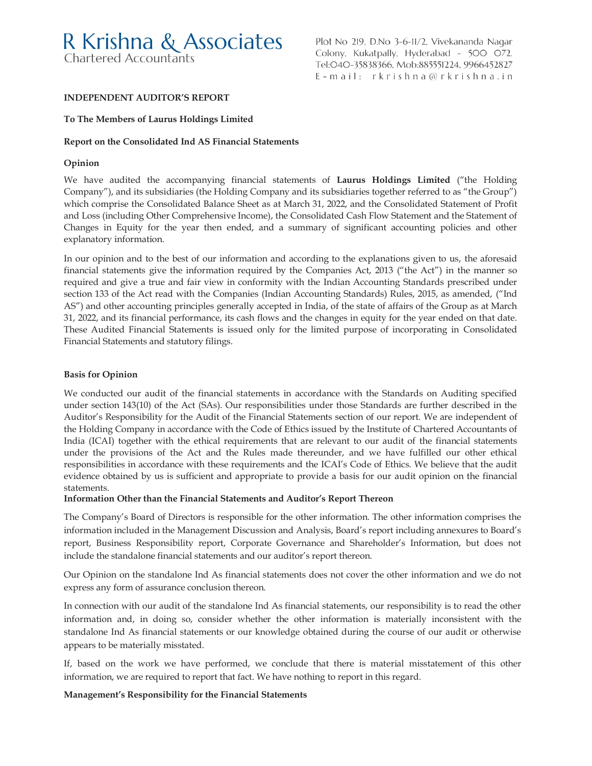**R Krishna & Associates**
Chartered Accountants

Plot No 219, D.No 3-6-11/2, Vivekananda Nagar Colony, Kukatpally, Hyderabad - 500 072. Tel:040-35838366, Mob:8855512224, 9966452827 E-mail: rkrishna@rkrishna.in

## INDEPENDENT AUDITOR'S REPORT

**To The Members of Laurus Holdings Limited**

**Report on the Consolidated Ind AS Financial Statements**

### Opinion

We have audited the accompanying financial statements of **Laurus Holdings Limited** ("the Holding Company"), and its subsidiaries (the Holding Company and its subsidiaries together referred to as "the Group") which comprise the Consolidated Balance Sheet as at March 31, 2022, and the Consolidated Statement of Profit and Loss (including Other Comprehensive Income), the Consolidated Cash Flow Statement and the Statement of Changes in Equity for the year then ended, and a summary of significant accounting policies and other explanatory information.

In our opinion and to the best of our information and according to the explanations given to us, the aforesaid financial statements give the information required by the Companies Act, 2013 ("the Act") in the manner so required and give a true and fair view in conformity with the Indian Accounting Standards prescribed under section 133 of the Act read with the Companies (Indian Accounting Standards) Rules, 2015, as amended, ("Ind AS") and other accounting principles generally accepted in India, of the state of affairs of the Group as at March 31, 2022, and its financial performance, its cash flows and the changes in equity for the year ended on that date. These Audited Financial Statements is issued only for the limited purpose of incorporating in Consolidated Financial Statements and statutory filings.

### Basis for Opinion

We conducted our audit of the financial statements in accordance with the Standards on Auditing specified under section 143(10) of the Act (SAs). Our responsibilities under those Standards are further described in the Auditor's Responsibility for the Audit of the Financial Statements section of our report. We are independent of the Holding Company in accordance with the Code of Ethics issued by the Institute of Chartered Accountants of India (ICAI) together with the ethical requirements that are relevant to our audit of the financial statements under the provisions of the Act and the Rules made thereunder, and we have fulfilled our other ethical responsibilities in accordance with these requirements and the ICAI's Code of Ethics. We believe that the audit evidence obtained by us is sufficient and appropriate to provide a basis for our audit opinion on the financial statements.

### Information Other than the Financial Statements and Auditor's Report Thereon

The Company's Board of Directors is responsible for the other information. The other information comprises the information included in the Management Discussion and Analysis, Board's report including annexures to Board's report, Business Responsibility report, Corporate Governance and Shareholder's Information, but does not include the standalone financial statements and our auditor's report thereon.

Our Opinion on the standalone Ind As financial statements does not cover the other information and we do not express any form of assurance conclusion thereon.

In connection with our audit of the standalone Ind As financial statements, our responsibility is to read the other information and, in doing so, consider whether the other information is materially inconsistent with the standalone Ind As financial statements or our knowledge obtained during the course of our audit or otherwise appears to be materially misstated.

If, based on the work we have performed, we conclude that there is material misstatement of this other information, we are required to report that fact. We have nothing to report in this regard.

### Management's Responsibility for the Financial Statements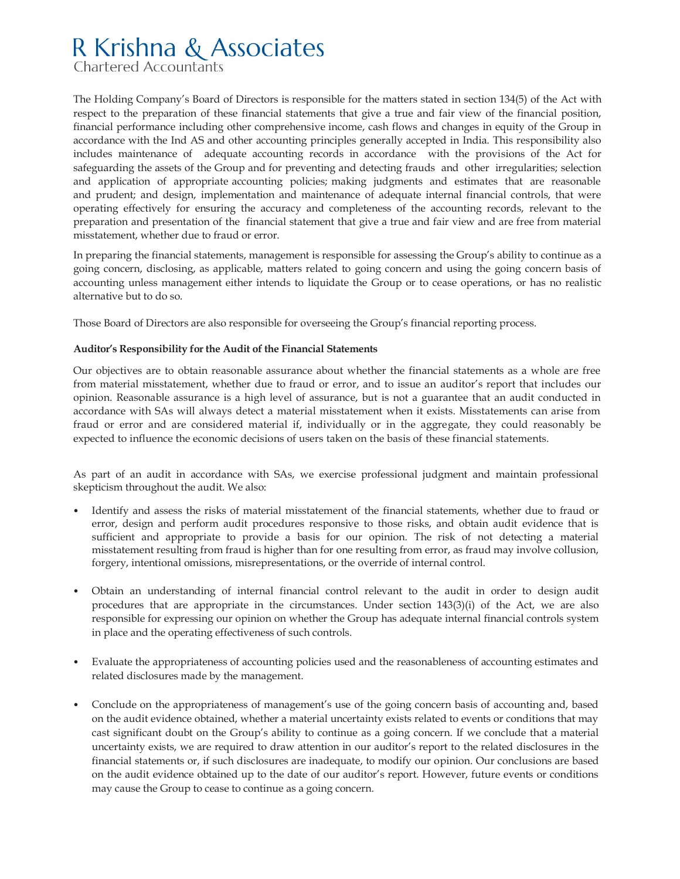The Holding Company's Board of Directors is responsible for the matters stated in section 134(5) of the Act with respect to the preparation of these financial statements that give a true and fair view of the financial position, financial performance including other comprehensive income, cash flows and changes in equity of the Group in accordance with the Ind AS and other accounting principles generally accepted in India. This responsibility also includes maintenance of adequate accounting records in accordance with the provisions of the Act for safeguarding the assets of the Group and for preventing and detecting frauds and other irregularities; selection and application of appropriate accounting policies; making judgments and estimates that are reasonable and prudent; and design, implementation and maintenance of adequate internal financial controls, that were operating effectively for ensuring the accuracy and completeness of the accounting records, relevant to the preparation and presentation of the financial statement that give a true and fair view and are free from material misstatement, whether due to fraud or error.

In preparing the financial statements, management is responsible for assessing the Group's ability to continue as a going concern, disclosing, as applicable, matters related to going concern and using the going concern basis of accounting unless management either intends to liquidate the Group or to cease operations, or has no realistic alternative but to do so.

Those Board of Directors are also responsible for overseeing the Group's financial reporting process.

**Auditor's Responsibility for the Audit of the Financial Statements**

Our objectives are to obtain reasonable assurance about whether the financial statements as a whole are free from material misstatement, whether due to fraud or error, and to issue an auditor's report that includes our opinion. Reasonable assurance is a high level of assurance, but is not a guarantee that an audit conducted in accordance with SAs will always detect a material misstatement when it exists. Misstatements can arise from fraud or error and are considered material if, individually or in the aggregate, they could reasonably be expected to influence the economic decisions of users taken on the basis of these financial statements.

As part of an audit in accordance with SAs, we exercise professional judgment and maintain professional skepticism throughout the audit. We also:

- Identify and assess the risks of material misstatement of the financial statements, whether due to fraud or error, design and perform audit procedures responsive to those risks, and obtain audit evidence that is sufficient and appropriate to provide a basis for our opinion. The risk of not detecting a material misstatement resulting from fraud is higher than for one resulting from error, as fraud may involve collusion, forgery, intentional omissions, misrepresentations, or the override of internal control.

- Obtain an understanding of internal financial control relevant to the audit in order to design audit procedures that are appropriate in the circumstances. Under section 143(3)(i) of the Act, we are also responsible for expressing our opinion on whether the Group has adequate internal financial controls system in place and the operating effectiveness of such controls.

- Evaluate the appropriateness of accounting policies used and the reasonableness of accounting estimates and related disclosures made by the management.

- Conclude on the appropriateness of management's use of the going concern basis of accounting and, based on the audit evidence obtained, whether a material uncertainty exists related to events or conditions that may cast significant doubt on the Group's ability to continue as a going concern. If we conclude that a material uncertainty exists, we are required to draw attention in our auditor's report to the related disclosures in the financial statements or, if such disclosures are inadequate, to modify our opinion. Our conclusions are based on the audit evidence obtained up to the date of our auditor's report. However, future events or conditions may cause the Group to cease to continue as a going concern.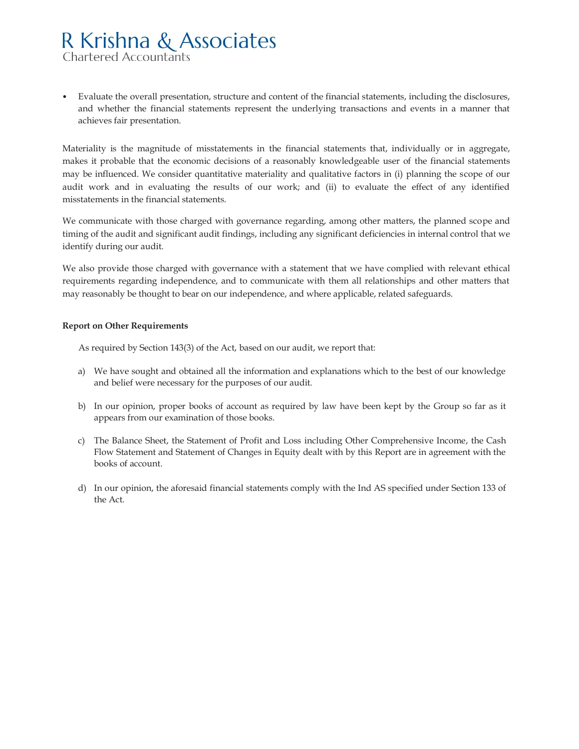- Evaluate the overall presentation, structure and content of the financial statements, including the disclosures, and whether the financial statements represent the underlying transactions and events in a manner that achieves fair presentation.

Materiality is the magnitude of misstatements in the financial statements that, individually or in aggregate, makes it probable that the economic decisions of a reasonably knowledgeable user of the financial statements may be influenced. We consider quantitative materiality and qualitative factors in (i) planning the scope of our audit work and in evaluating the results of our work; and (ii) to evaluate the effect of any identified misstatements in the financial statements.

We communicate with those charged with governance regarding, among other matters, the planned scope and timing of the audit and significant audit findings, including any significant deficiencies in internal control that we identify during our audit.

We also provide those charged with governance with a statement that we have complied with relevant ethical requirements regarding independence, and to communicate with them all relationships and other matters that may reasonably be thought to bear on our independence, and where applicable, related safeguards.

**Report on Other Requirements**

As required by Section 143(3) of the Act, based on our audit, we report that:

a) We have sought and obtained all the information and explanations which to the best of our knowledge and belief were necessary for the purposes of our audit.

b) In our opinion, proper books of account as required by law have been kept by the Group so far as it appears from our examination of those books.

c) The Balance Sheet, the Statement of Profit and Loss including Other Comprehensive Income, the Cash Flow Statement and Statement of Changes in Equity dealt with by this Report are in agreement with the books of account.

d) In our opinion, the aforesaid financial statements comply with the Ind AS specified under Section 133 of the Act.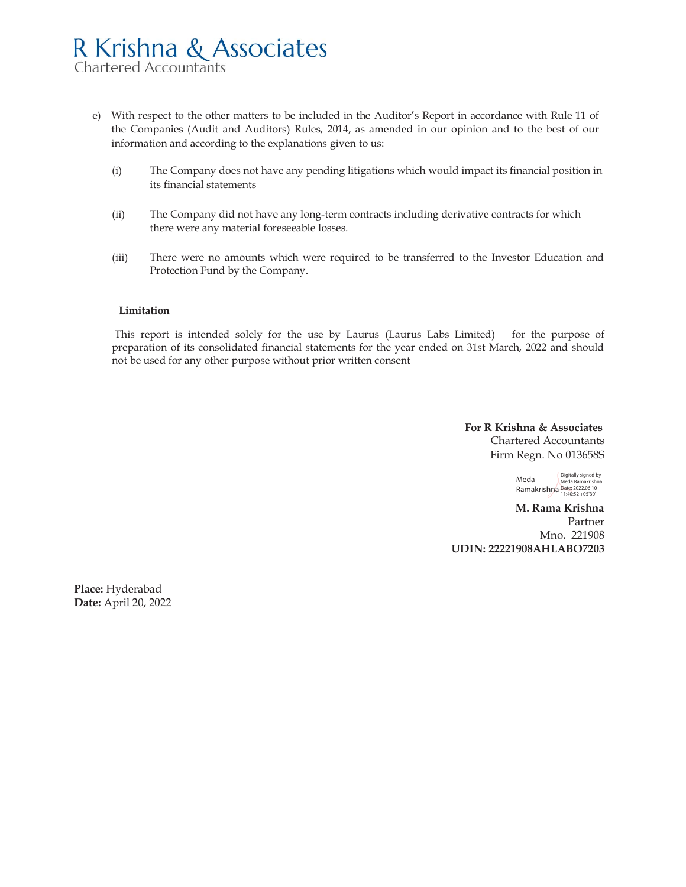R Krishna & Associates
Chartered Accountants

e) With respect to the other matters to be included in the Auditor's Report in accordance with Rule 11 of the Companies (Audit and Auditors) Rules, 2014, as amended in our opinion and to the best of our information and according to the explanations given to us:

   (i) The Company does not have any pending litigations which would impact its financial position in its financial statements

   (ii) The Company did not have any long-term contracts including derivative contracts for which there were any material foreseeable losses.

   (iii) There were no amounts which were required to be transferred to the Investor Education and Protection Fund by the Company.

**Limitation**

This report is intended solely for the use by Laurus (Laurus Labs Limited) for the purpose of preparation of its consolidated financial statements for the year ended on 31st March, 2022 and should not be used for any other purpose without prior written consent

**For R Krishna & Associates**
Chartered Accountants
Firm Regn. No 013658S

Meda Ramakrishna — Digitally signed by Meda Ramakrishna Date: 2022.06.10 11:40:52 +05'30'

**M. Rama Krishna**
Partner
Mno. 221908
**UDIN: 22221908AHLABO7203**

**Place:** Hyderabad
**Date:** April 20, 2022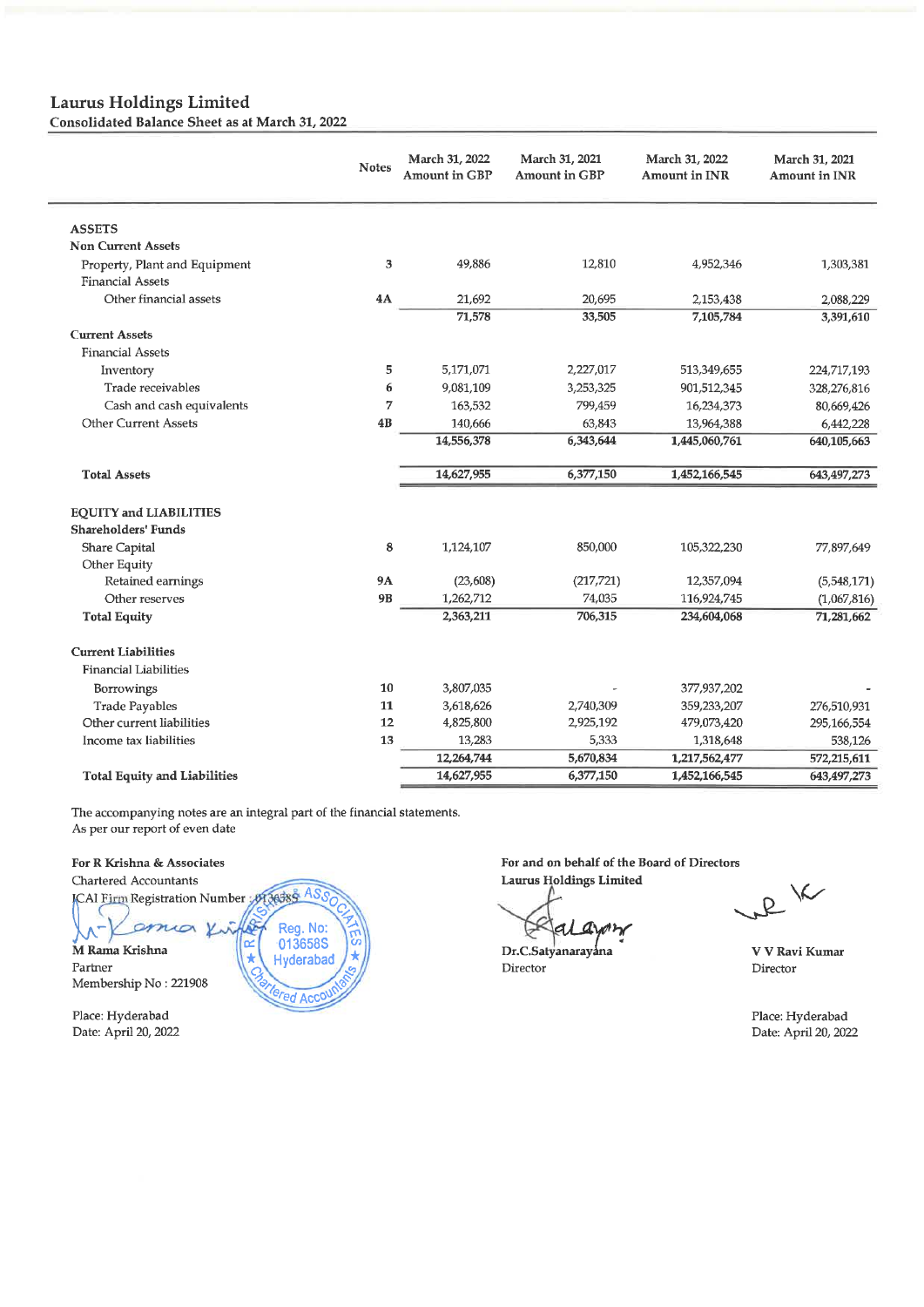# Laurus Holdings Limited

## Consolidated Balance Sheet as at March 31, 2022

| | Notes | March 31, 2022 Amount in GBP | March 31, 2021 Amount in GBP | March 31, 2022 Amount in INR | March 31, 2021 Amount in INR |
|---|---|---|---|---|---|
| **ASSETS** | | | | | |
| **Non Current Assets** | | | | | |
| Property, Plant and Equipment | 3 | 49,886 | 12,810 | 4,952,346 | 1,303,381 |
| Financial Assets | | | | | |
| Other financial assets | 4A | 21,692 | 20,695 | 2,153,438 | 2,088,229 |
| | | **71,578** | **33,505** | **7,105,784** | **3,391,610** |
| **Current Assets** | | | | | |
| Financial Assets | | | | | |
| Inventory | 5 | 5,171,071 | 2,227,017 | 513,349,655 | 224,717,193 |
| Trade receivables | 6 | 9,081,109 | 3,253,325 | 901,512,345 | 328,276,816 |
| Cash and cash equivalents | 7 | 163,532 | 799,459 | 16,234,373 | 80,669,426 |
| Other Current Assets | 4B | 140,666 | 63,843 | 13,964,388 | 6,442,228 |
| | | **14,556,378** | **6,343,644** | **1,445,060,761** | **640,105,663** |
| **Total Assets** | | **14,627,955** | **6,377,150** | **1,452,166,545** | **643,497,273** |
| **EQUITY and LIABILITIES** | | | | | |
| **Shareholders' Funds** | | | | | |
| Share Capital | 8 | 1,124,107 | 850,000 | 105,322,230 | 77,897,649 |
| Other Equity | | | | | |
| Retained earnings | 9A | (23,608) | (217,721) | 12,357,094 | (5,548,171) |
| Other reserves | 9B | 1,262,712 | 74,035 | 116,924,745 | (1,067,816) |
| **Total Equity** | | **2,363,211** | **706,315** | **234,604,068** | **71,281,662** |
| **Current Liabilities** | | | | | |
| Financial Liabilities | | | | | |
| Borrowings | 10 | 3,807,035 | - | 377,937,202 | - |
| Trade Payables | 11 | 3,618,626 | 2,740,309 | 359,233,207 | 276,510,931 |
| Other current liabilities | 12 | 4,825,800 | 2,925,192 | 479,073,420 | 295,166,554 |
| Income tax liabilities | 13 | 13,283 | 5,333 | 1,318,648 | 538,126 |
| | | **12,264,744** | **5,670,834** | **1,217,562,477** | **572,215,611** |
| **Total Equity and Liabilities** | | **14,627,955** | **6,377,150** | **1,452,166,545** | **643,497,273** |

The accompanying notes are an integral part of the financial statements.
As per our report of even date

**For R Krishna & Associates**
Chartered Accountants
ICAI Firm Registration Number : 013658S

**M Rama Krishna**
Partner
Membership No : 221908

Place: Hyderabad
Date: April 20, 2022

**For and on behalf of the Board of Directors**
**Laurus Holdings Limited**

**Dr.C.Satyanarayana**
Director

**V V Ravi Kumar**
Director

Place: Hyderabad
Date: April 20, 2022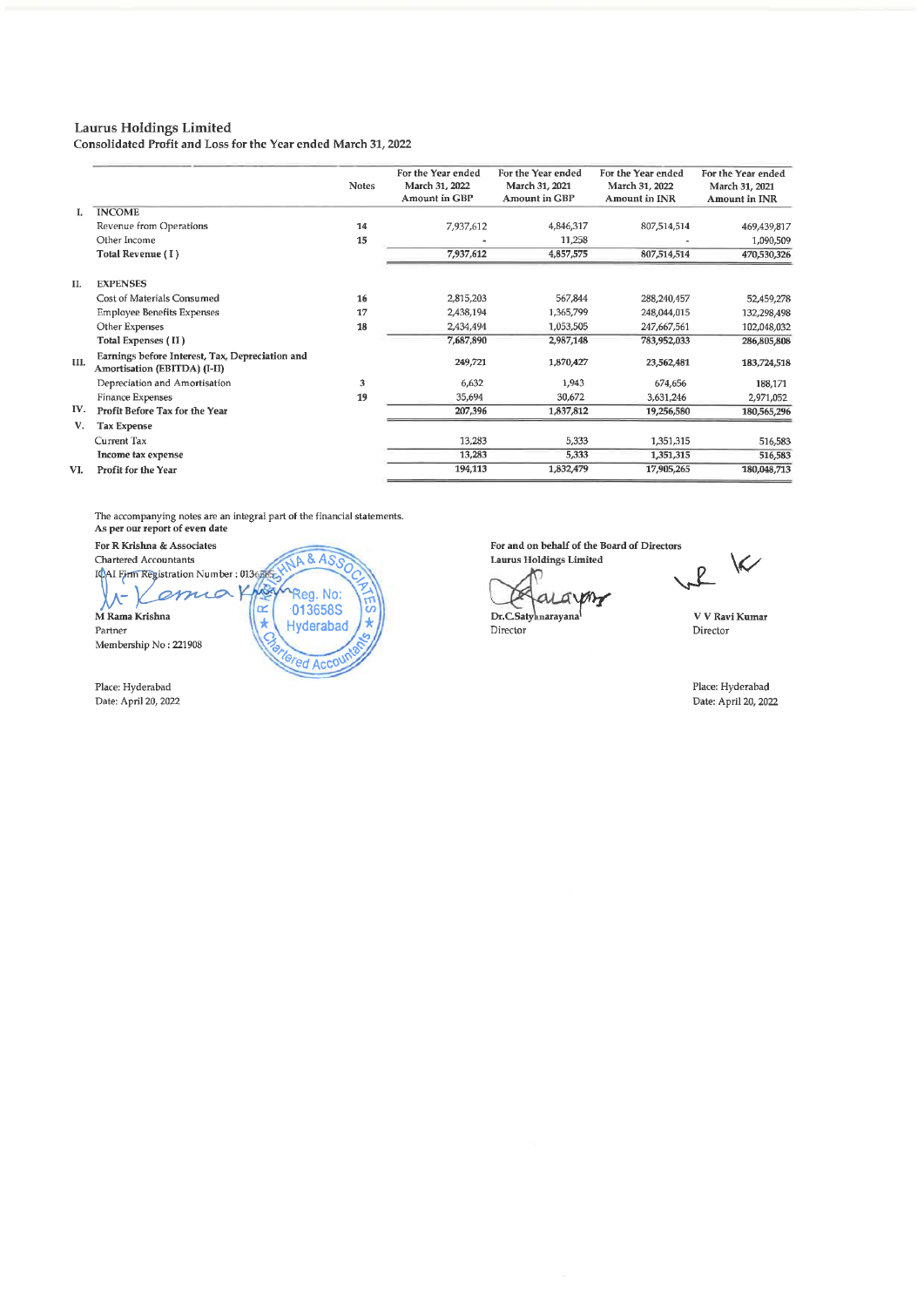# Laurus Holdings Limited

Consolidated Profit and Loss for the Year ended March 31, 2022

| | | Notes | For the Year ended March 31, 2022 Amount in GBP | For the Year ended March 31, 2021 Amount in GBP | For the Year ended March 31, 2022 Amount in INR | For the Year ended March 31, 2021 Amount in INR |
|---|---|---|---|---|---|---|
| I. | **INCOME** | | | | | |
| | Revenue from Operations | 14 | 7,937,612 | 4,846,317 | 807,514,514 | 469,439,817 |
| | Other Income | 15 | - | 11,258 | - | 1,090,509 |
| | **Total Revenue ( I )** | | 7,937,612 | 4,857,575 | 807,514,514 | 470,530,326 |
| II. | **EXPENSES** | | | | | |
| | Cost of Materials Consumed | 16 | 2,815,203 | 567,844 | 288,240,457 | 52,459,278 |
| | Employee Benefits Expenses | 17 | 2,438,194 | 1,365,799 | 248,044,015 | 132,298,498 |
| | Other Expenses | 18 | 2,434,494 | 1,053,505 | 247,667,561 | 102,048,032 |
| | **Total Expenses ( II )** | | 7,687,890 | 2,987,148 | 783,952,033 | 286,805,808 |
| III. | Earnings before Interest, Tax, Depreciation and Amortisation (EBITDA) (I-II) | | 249,721 | 1,870,427 | 23,562,481 | 183,724,518 |
| | Depreciation and Amortisation | 3 | 6,632 | 1,943 | 674,656 | 188,171 |
| | Finance Expenses | 19 | 35,694 | 30,672 | 3,631,246 | 2,971,052 |
| IV. | **Profit Before Tax for the Year** | | 207,396 | 1,837,812 | 19,256,580 | 180,565,296 |
| V. | **Tax Expense** | | | | | |
| | Current Tax | | 13,283 | 5,333 | 1,351,315 | 516,583 |
| | **Income tax expense** | | 13,283 | 5,333 | 1,351,315 | 516,583 |
| VI. | **Profit for the Year** | | 194,113 | 1,832,479 | 17,905,265 | 180,048,713 |

The accompanying notes are an integral part of the financial statements.
**As per our report of even date**

**For R Krishna & Associates**
Chartered Accountants
ICAI Firm Registration Number : 013658S

**M Rama Krishna**
Partner
Membership No : 221908

Place: Hyderabad
Date: April 20, 2022

**For and on behalf of the Board of Directors**
**Laurus Holdings Limited**

**Dr.C.Satyanarayana**
Director

**V V Ravi Kumar**
Director

Place: Hyderabad
Date: April 20, 2022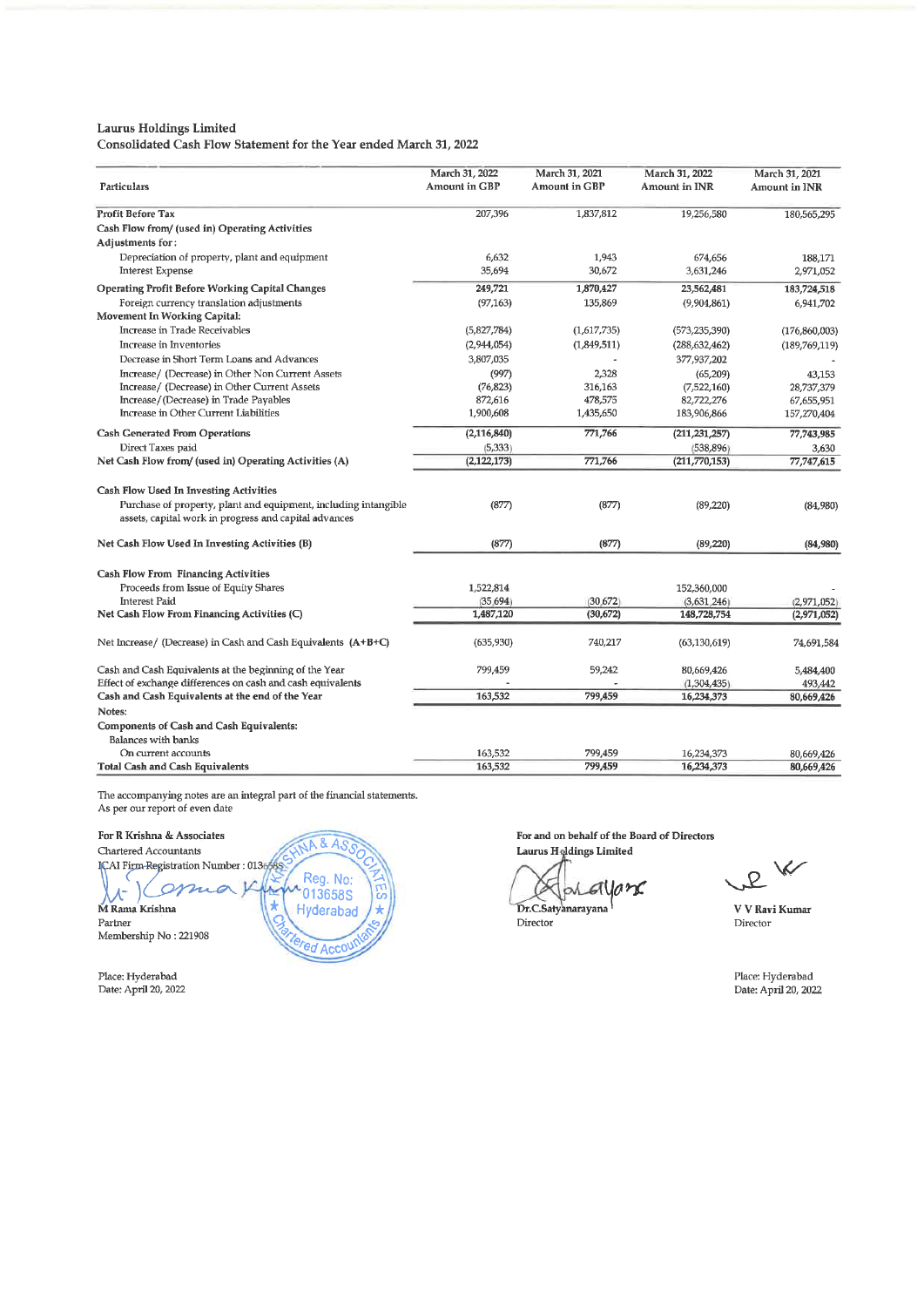Laurus Holdings Limited

Consolidated Cash Flow Statement for the Year ended March 31, 2022

| Particulars | March 31, 2022 Amount in GBP | March 31, 2021 Amount in GBP | March 31, 2022 Amount in INR | March 31, 2021 Amount in INR |
|---|---|---|---|---|
| **Profit Before Tax** | 207,396 | 1,837,812 | 19,256,580 | 180,565,295 |
| **Cash Flow from/ (used in) Operating Activities** | | | | |
| **Adjustments for :** | | | | |
| Depreciation of property, plant and equipment | 6,632 | 1,943 | 674,656 | 188,171 |
| Interest Expense | 35,694 | 30,672 | 3,631,246 | 2,971,052 |
| **Operating Profit Before Working Capital Changes** | **249,721** | **1,870,427** | **23,562,481** | **183,724,518** |
| Foreign currency translation adjustments | (97,163) | 135,869 | (9,904,861) | 6,941,702 |
| **Movement In Working Capital:** | | | | |
| Increase in Trade Receivables | (5,827,784) | (1,617,735) | (573,235,390) | (176,860,003) |
| Increase in Inventories | (2,944,054) | (1,849,511) | (288,632,462) | (189,769,119) |
| Decrease in Short Term Loans and Advances | 3,807,035 | - | 377,937,202 | - |
| Increase/ (Decrease) in Other Non Current Assets | (997) | 2,328 | (65,209) | 43,153 |
| Increase/ (Decrease) in Other Current Assets | (76,823) | 316,163 | (7,522,160) | 28,737,379 |
| Increase/(Decrease) in Trade Payables | 872,616 | 478,575 | 82,722,276 | 67,655,951 |
| Increase in Other Current Liabilities | 1,900,608 | 1,435,650 | 183,906,866 | 157,270,404 |
| **Cash Generated From Operations** | **(2,116,840)** | **771,766** | **(211,231,257)** | **77,743,985** |
| Direct Taxes paid | (5,333) | | (538,896) | 3,630 |
| **Net Cash Flow from/ (used in) Operating Activities (A)** | **(2,122,173)** | **771,766** | **(211,770,153)** | **77,747,615** |
| | | | | |
| **Cash Flow Used In Investing Activities** | | | | |
| Purchase of property, plant and equipment, including intangible assets, capital work in progress and capital advances | (877) | (877) | (89,220) | (84,980) |
| **Net Cash Flow Used In Investing Activities (B)** | **(877)** | **(877)** | **(89,220)** | **(84,980)** |
| | | | | |
| **Cash Flow From Financing Activities** | | | | |
| Proceeds from Issue of Equity Shares | 1,522,814 | | 152,360,000 | - |
| Interest Paid | (35,694) | (30,672) | (3,631,246) | (2,971,052) |
| **Net Cash Flow From Financing Activities (C)** | **1,487,120** | **(30,672)** | **148,728,754** | **(2,971,052)** |
| | | | | |
| Net Increase/ (Decrease) in Cash and Cash Equivalents (A+B+C) | (635,930) | 740,217 | (63,130,619) | 74,691,584 |
| | | | | |
| Cash and Cash Equivalents at the beginning of the Year | 799,459 | 59,242 | 80,669,426 | 5,484,400 |
| Effect of exchange differences on cash and cash equivalents | - | - | (1,304,435) | 493,442 |
| **Cash and Cash Equivalents at the end of the Year** | **163,532** | **799,459** | **16,234,373** | **80,669,426** |
| **Notes:** | | | | |
| **Components of Cash and Cash Equivalents:** | | | | |
| Balances with banks | | | | |
| On current accounts | 163,532 | 799,459 | 16,234,373 | 80,669,426 |
| **Total Cash and Cash Equivalents** | **163,532** | **799,459** | **16,234,373** | **80,669,426** |

The accompanying notes are an integral part of the financial statements.
As per our report of even date

**For R Krishna & Associates**
Chartered Accountants
ICAI Firm Registration Number : 013658S

**M Rama Krishna**
Partner
Membership No : 221908

Place: Hyderabad
Date: April 20, 2022

**For and on behalf of the Board of Directors**
**Laurus Holdings Limited**

**Dr.C.Satyanarayana**
Director

**V V Ravi Kumar**
Director

Place: Hyderabad
Date: April 20, 2022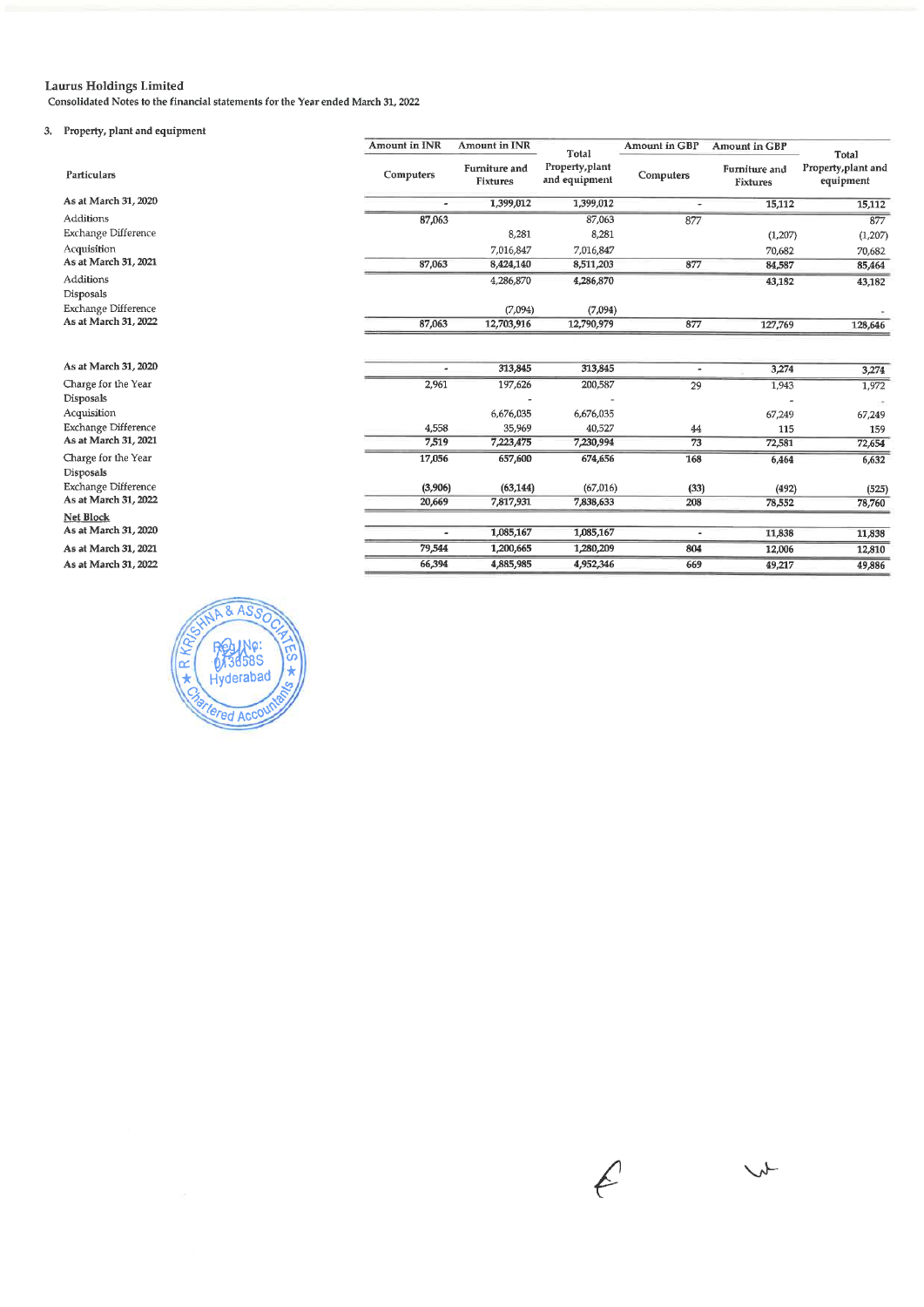**Laurus Holdings Limited**

Consolidated Notes to the financial statements for the Year ended March 31, 2022

3. Property, plant and equipment

| Particulars | Amount in INR | Amount in INR | | Amount in GBP | Amount in GBP | |
|---|---|---|---|---|---|---|
| | Computers | Furniture and Fixtures | Total Property,plant and equipment | Computers | Furniture and Fixtures | Total Property,plant and equipment |
| As at March 31, 2020 | - | 1,399,012 | 1,399,012 | - | 15,112 | 15,112 |
| Additions | 87,063 | | 87,063 | 877 | | 877 |
| Exchange Difference | | 8,281 | 8,281 | | (1,207) | (1,207) |
| Acquisition | | 7,016,847 | 7,016,847 | | 70,682 | 70,682 |
| As at March 31, 2021 | 87,063 | 8,424,140 | 8,511,203 | 877 | 84,587 | 85,464 |
| Additions | | 4,286,870 | 4,286,870 | | 43,182 | 43,182 |
| Disposals | | | | | | |
| Exchange Difference | | (7,094) | (7,094) | | | - |
| As at March 31, 2022 | 87,063 | 12,703,916 | 12,790,979 | 877 | 127,769 | 128,646 |
| | | | | | | |
| As at March 31, 2020 | - | 313,845 | 313,845 | - | 3,274 | 3,274 |
| Charge for the Year | 2,961 | 197,626 | 200,587 | 29 | 1,943 | 1,972 |
| Disposals | | - | - | | - | - |
| Acquisition | | 6,676,035 | 6,676,035 | | 67,249 | 67,249 |
| Exchange Difference | 4,558 | 35,969 | 40,527 | 44 | 115 | 159 |
| As at March 31, 2021 | 7,519 | 7,223,475 | 7,230,994 | 73 | 72,581 | 72,654 |
| Charge for the Year | 17,056 | 657,600 | 674,656 | 168 | 6,464 | 6,632 |
| Disposals | | | | | | |
| Exchange Difference | (3,906) | (63,144) | (67,016) | (33) | (492) | (525) |
| As at March 31, 2022 | 20,669 | 7,817,931 | 7,838,633 | 208 | 78,552 | 78,760 |
| Net Block | | | | | | |
| As at March 31, 2020 | - | 1,085,167 | 1,085,167 | - | 11,838 | 11,838 |
| As at March 31, 2021 | 79,544 | 1,200,665 | 1,280,209 | 804 | 12,006 | 12,810 |
| As at March 31, 2022 | 66,394 | 4,885,985 | 4,952,346 | 669 | 49,217 | 49,886 |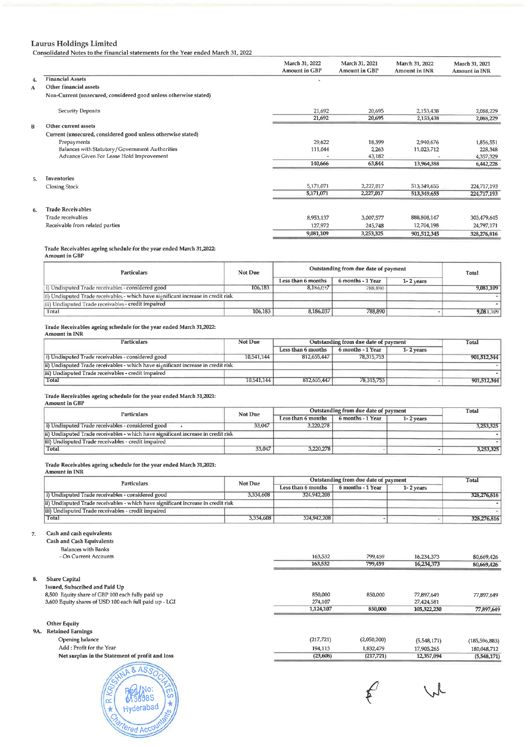# Laurus Holdings Limited

Consolidated Notes to the financial statements for the Year ended March 31, 2022

| | | March 31, 2022 Amount in GBP | March 31, 2021 Amount in GBP | March 31, 2022 Amount in INR | March 31, 2021 Amount in INR |
|---|---|---|---|---|---|
| **4.** | **Financial Assets** | | | | |
| **A** | **Other financial assets** | | | | |
| | Non-Current (unsecured, considered good unless otherwise stated) | | | | |
| | Security Deposits | 21,692 | 20,695 | 2,153,438 | 2,088,229 |
| | | 21,692 | 20,695 | 2,153,438 | 2,088,229 |
| **B** | **Other current assets** | | | | |
| | Current (unsecured, considered good unless otherwise stated) | | | | |
| | Prepayments | 29,622 | 18,399 | 2,940,676 | 1,856,551 |
| | Balances with Statutory/Government Authorities | 111,044 | 2,263 | 11,023,712 | 228,348 |
| | Advance Given For Lease Hold Improvement | - | 43,182 | - | 4,357,329 |
| | | 140,666 | 63,844 | 13,964,388 | 6,442,228 |
| **5.** | **Inventories** | | | | |
| | Closing Stock | 5,171,071 | 2,227,017 | 513,349,655 | 224,717,193 |
| | | 5,171,071 | 2,227,017 | 513,349,655 | 224,717,193 |
| **6.** | **Trade Receivables** | | | | |
| | Trade receivables | 8,953,137 | 3,007,577 | 888,808,147 | 303,479,645 |
| | Receivable from related parties | 127,972 | 245,748 | 12,704,198 | 24,797,171 |
| | | 9,081,109 | 3,253,325 | 901,512,345 | 328,276,816 |

**Trade Receivables ageing schedule for the year ended March 31,2022:**
**Amount in GBP**

| Particulars | Not Due | Outstanding from due date of payment | | | Total |
|---|---|---|---|---|---|
| | | Less than 6 months | 6 months - 1 Year | 1- 2 years | |
| i) Undisputed Trade receivables - considered good | 106,183 | 8,186,037 | 788,890 | | 9,081,109 |
| ii) Undisputed Trade receivables - which have significant increase in credit risk | | | | | - |
| iii) Undisputed Trade receivables - credit impaired | | | | | - |
| Total | 106,183 | 8,186,037 | 788,890 | - | 9,081,109 |

**Trade Receivables ageing schedule for the year ended March 31,2022:**
**Amount in INR**

| Particulars | Not Due | Outstanding from due date of payment | | | Total |
|---|---|---|---|---|---|
| | | Less than 6 months | 6 months - 1 Year | 1- 2 years | |
| i) Undisputed Trade receivables - considered good | 10,541,144 | 812,655,447 | 78,315,753 | | 901,512,344 |
| ii) Undisputed Trade receivables - which have significant increase in credit risk | | | | | - |
| iii) Undisputed Trade receivables - credit impaired | | | | | - |
| Total | 10,541,144 | 812,655,447 | 78,315,753 | - | 901,512,344 |

**Trade Receivables ageing schedule for the year ended March 31,2021:**
**Amount in GBP**

| Particulars | Not Due | Outstanding from due date of payment | | | Total |
|---|---|---|---|---|---|
| | | Less than 6 months | 6 months - 1 Year | 1- 2 years | |
| i) Undisputed Trade receivables - considered good | 33,047 | 3,220,278 | | | 3,253,325 |
| ii) Undisputed Trade receivables - which have significant increase in credit risk | | | | | - |
| iii) Undisputed Trade receivables - credit impaired | | | | | - |
| Total | 33,047 | 3,220,278 | - | - | 3,253,325 |

**Trade Receivables ageing schedule for the year ended March 31,2021:**
**Amount in INR**

| Particulars | Not Due | Outstanding from due date of payment | | | Total |
|---|---|---|---|---|---|
| | | Less than 6 months | 6 months - 1 Year | 1- 2 years | |
| i) Undisputed Trade receivables - considered good | 3,334,608 | 324,942,208 | | | 328,276,816 |
| ii) Undisputed Trade receivables - which have significant increase in credit risk | | | | | - |
| iii) Undisputed Trade receivables - credit impaired | | | | | - |
| Total | 3,334,608 | 324,942,208 | - | - | 328,276,816 |

| | | March 31, 2022 Amount in GBP | March 31, 2021 Amount in GBP | March 31, 2022 Amount in INR | March 31, 2021 Amount in INR |
|---|---|---|---|---|---|
| **7.** | **Cash and cash equivalents** | | | | |
| | **Cash and Cash Equivalents** | | | | |
| | Balances with Banks | | | | |
| | - On Current Accounts | 163,532 | 799,459 | 16,234,373 | 80,669,426 |
| | | 163,532 | 799,459 | 16,234,373 | 80,669,426 |
| **8.** | **Share Capital** | | | | |
| | **Issued, Subscribed and Paid Up** | | | | |
| | 8,500 Equity share of GBP 100 each fully paid up | 850,000 | 850,000 | 77,897,649 | 77,897,649 |
| | 3,600 Equity shares of USD 100 each full paid up - LGI | 274,107 | | 27,424,581 | |
| | | 1,124,107 | 850,000 | 105,322,230 | 77,897,649 |
| | **Other Equity** | | | | |
| **9A.** | **Retained Earnings** | | | | |
| | Opening balance | (217,721) | (2,050,200) | (5,548,171) | (185,596,883) |
| | Add : Profit for the Year | 194,113 | 1,832,479 | 17,905,265 | 180,048,712 |
| | **Net surplus in the Statement of profit and loss** | (23,608) | (217,721) | 12,357,094 | (5,548,171) |

R KRISHNA & ASSOCIATES, Reg No: 013598S, Hyderabad, Chartered Accountants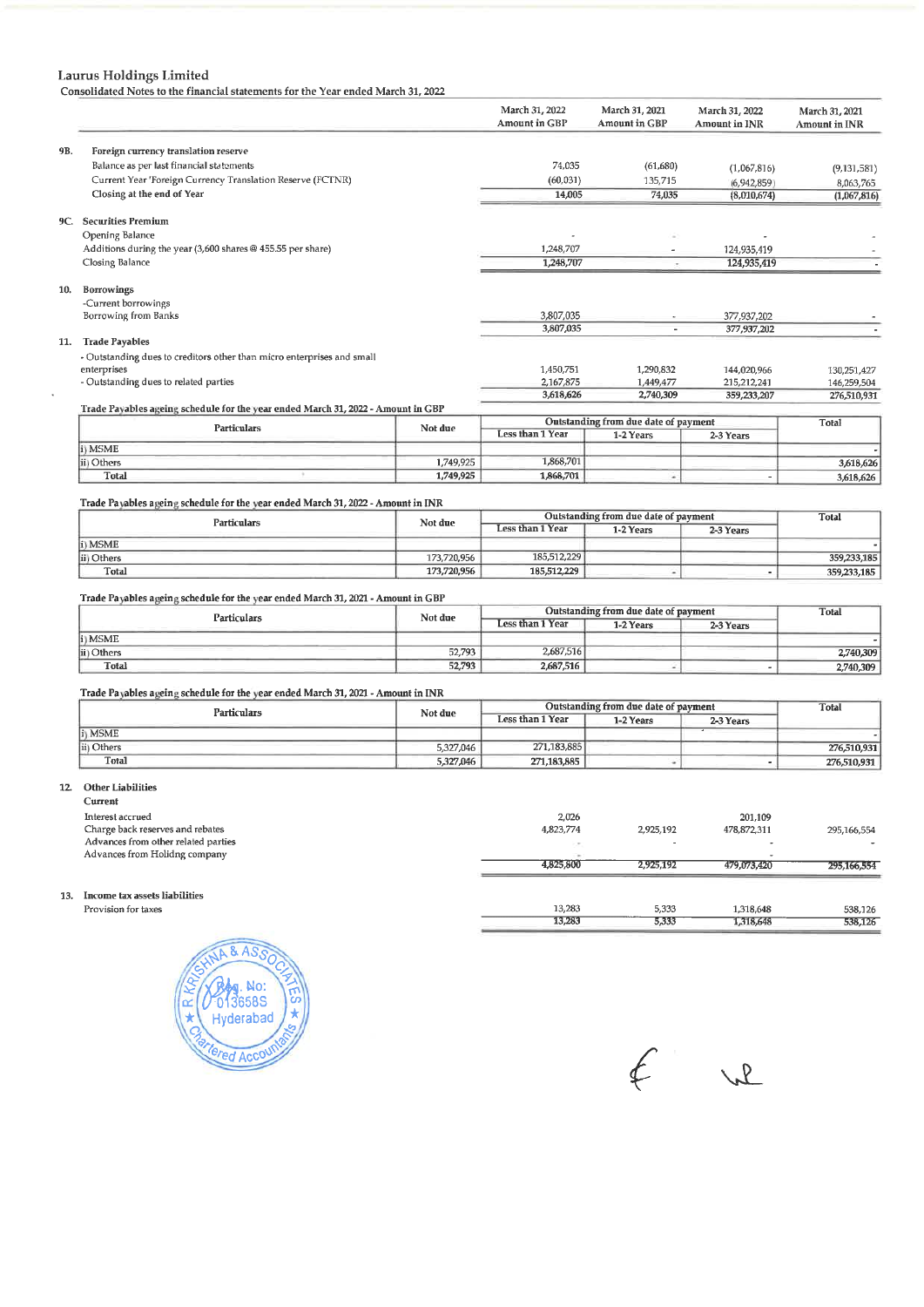## Laurus Holdings Limited

Consolidated Notes to the financial statements for the Year ended March 31, 2022

| | | March 31, 2022 Amount in GBP | March 31, 2021 Amount in GBP | March 31, 2022 Amount in INR | March 31, 2021 Amount in INR |
|---|---|---|---|---|---|
| **9B.** | **Foreign currency translation reserve** | | | | |
| | Balance as per last financial statements | 74,035 | (61,680) | (1,067,816) | (9,131,581) |
| | Current Year 'Foreign Currency Translation Reserve (FCTNR) | (60,031) | 135,715 | (6,942,859) | 8,063,765 |
| | Closing at the end of Year | 14,005 | 74,035 | (8,010,674) | (1,067,816) |
| **9C.** | **Securities Premium** | | | | |
| | Opening Balance | - | - | - | - |
| | Additions during the year (3,600 shares @ 455.55 per share) | 1,248,707 | - | 124,935,419 | - |
| | Closing Balance | 1,248,707 | - | 124,935,419 | - |
| **10.** | **Borrowings** | | | | |
| | -Current borrowings | | | | |
| | Borrowing from Banks | 3,807,035 | - | 377,937,202 | - |
| | | 3,807,035 | - | 377,937,202 | - |
| **11.** | **Trade Payables** | | | | |
| | - Outstanding dues to creditors other than micro enterprises and small enterprises | 1,450,751 | 1,290,832 | 144,020,966 | 130,251,427 |
| | - Outstanding dues to related parties | 2,167,875 | 1,449,477 | 215,212,241 | 146,259,504 |
| | | 3,618,626 | 2,740,309 | 359,233,207 | 276,510,931 |

**Trade Payables ageing schedule for the year ended March 31, 2022 - Amount in GBP**

| Particulars | Not due | Outstanding from due date of payment | | | Total |
|---|---|---|---|---|---|
| | | Less than 1 Year | 1-2 Years | 2-3 Years | |
| i) MSME | | | | | - |
| ii) Others | 1,749,925 | 1,868,701 | | | 3,618,626 |
| Total | 1,749,925 | 1,868,701 | - | - | 3,618,626 |

**Trade Payables ageing schedule for the year ended March 31, 2022 - Amount in INR**

| Particulars | Not due | Outstanding from due date of payment | | | Total |
|---|---|---|---|---|---|
| | | Less than 1 Year | 1-2 Years | 2-3 Years | |
| i) MSME | | | | | - |
| ii) Others | 173,720,956 | 185,512,229 | | | 359,233,185 |
| Total | 173,720,956 | 185,512,229 | - | - | 359,233,185 |

**Trade Payables ageing schedule for the year ended March 31, 2021 - Amount in GBP**

| Particulars | Not due | Outstanding from due date of payment | | | Total |
|---|---|---|---|---|---|
| | | Less than 1 Year | 1-2 Years | 2-3 Years | |
| i) MSME | | | | | - |
| ii) Others | 52,793 | 2,687,516 | | | 2,740,309 |
| Total | 52,793 | 2,687,516 | - | - | 2,740,309 |

**Trade Payables ageing schedule for the year ended March 31, 2021 - Amount in INR**

| Particulars | Not due | Outstanding from due date of payment | | | Total |
|---|---|---|---|---|---|
| | | Less than 1 Year | 1-2 Years | 2-3 Years | |
| i) MSME | | | | | - |
| ii) Others | 5,327,046 | 271,183,885 | | | 276,510,931 |
| Total | 5,327,046 | 271,183,885 | - | - | 276,510,931 |

| | | March 31, 2022 Amount in GBP | March 31, 2021 Amount in GBP | March 31, 2022 Amount in INR | March 31, 2021 Amount in INR |
|---|---|---|---|---|---|
| **12.** | **Other Liabilities** | | | | |
| | **Current** | | | | |
| | Interest accrued | 2,026 | | 201,109 | |
| | Charge back reserves and rebates | 4,823,774 | 2,925,192 | 478,872,311 | 295,166,554 |
| | Advances from other related parties | - | - | - | - |
| | Advances from Holidng company | - | | - | |
| | | 4,825,800 | 2,925,192 | 479,073,420 | 295,166,554 |
| **13.** | **Income tax assets liabilities** | | | | |
| | Provision for taxes | 13,283 | 5,333 | 1,318,648 | 538,126 |
| | | 13,283 | 5,333 | 1,318,648 | 538,126 |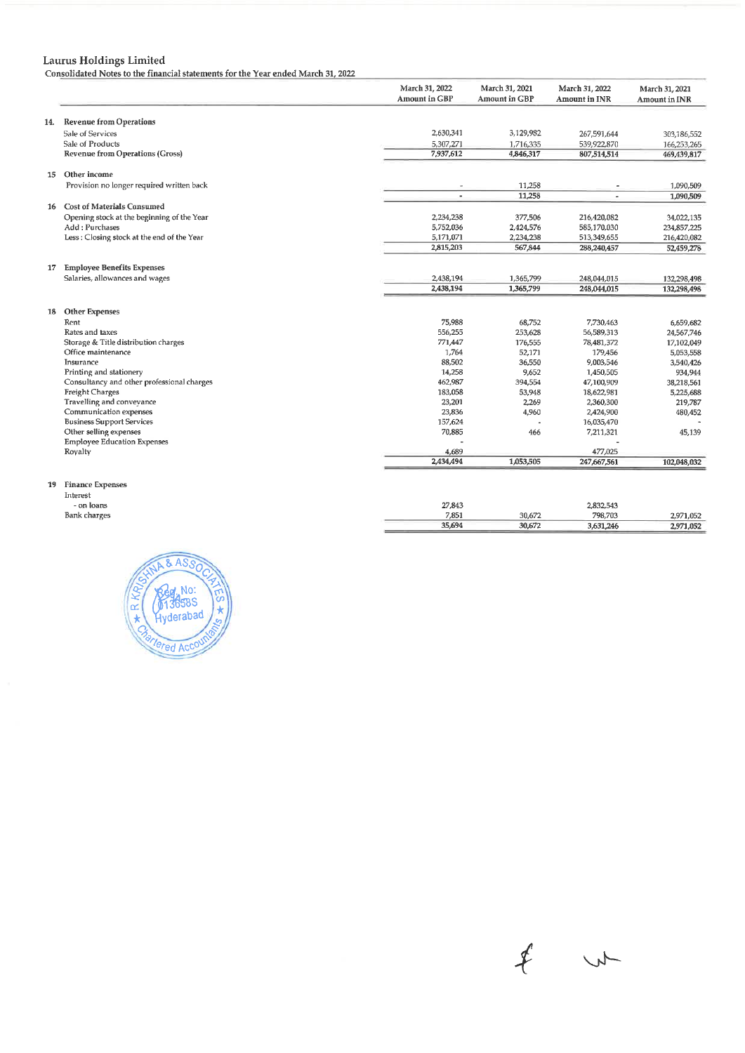# Laurus Holdings Limited

Consolidated Notes to the financial statements for the Year ended March 31, 2022

| | | March 31, 2022 Amount in GBP | March 31, 2021 Amount in GBP | March 31, 2022 Amount in INR | March 31, 2021 Amount in INR |
|---|---|---|---|---|---|
| 14. | **Revenue from Operations** | | | | |
| | Sale of Services | 2,630,341 | 3,129,982 | 267,591,644 | 303,186,552 |
| | Sale of Products | 5,307,271 | 1,716,335 | 539,922,870 | 166,253,265 |
| | **Revenue from Operations (Gross)** | 7,937,612 | 4,846,317 | 807,514,514 | 469,439,817 |
| 15 | **Other income** | | | | |
| | Provision no longer required written back | - | 11,258 | - | 1,090,509 |
| | | - | 11,258 | - | 1,090,509 |
| 16 | **Cost of Materials Consumed** | | | | |
| | Opening stock at the beginning of the Year | 2,234,238 | 377,506 | 216,420,082 | 34,022,135 |
| | Add : Purchases | 5,752,036 | 2,424,576 | 585,170,030 | 234,857,225 |
| | Less : Closing stock at the end of the Year | 5,171,071 | 2,234,238 | 513,349,655 | 216,420,082 |
| | | 2,815,203 | 567,844 | 288,240,457 | 52,459,278 |
| 17 | **Employee Benefits Expenses** | | | | |
| | Salaries, allowances and wages | 2,438,194 | 1,365,799 | 248,044,015 | 132,298,498 |
| | | 2,438,194 | 1,365,799 | 248,044,015 | 132,298,498 |
| 18 | **Other Expenses** | | | | |
| | Rent | 75,988 | 68,752 | 7,730,463 | 6,659,682 |
| | Rates and taxes | 556,255 | 253,628 | 56,589,313 | 24,567,746 |
| | Storage & Title distribution charges | 771,447 | 176,555 | 78,481,372 | 17,102,049 |
| | Office maintenance | 1,764 | 52,171 | 179,456 | 5,053,558 |
| | Insurance | 88,502 | 36,550 | 9,003,546 | 3,540,426 |
| | Printing and stationery | 14,258 | 9,652 | 1,450,505 | 934,944 |
| | Consultancy and other professional charges | 462,987 | 394,554 | 47,100,909 | 38,218,561 |
| | Freight Charges | 183,058 | 53,948 | 18,622,981 | 5,225,688 |
| | Travelling and conveyance | 23,201 | 2,269 | 2,360,300 | 219,787 |
| | Communication expenses | 23,836 | 4,960 | 2,424,900 | 480,452 |
| | Business Support Services | 157,624 | - | 16,035,470 | - |
| | Other selling expenses | 70,885 | 466 | 7,211,321 | 45,139 |
| | Employee Education Expenses | - | | - | |
| | Royalty | 4,689 | | 477,025 | |
| | | 2,434,494 | 1,053,505 | 247,667,561 | 102,048,032 |
| 19 | **Finance Expenses** | | | | |
| | Interest | | | | |
| | - on loans | 27,843 | | 2,832,543 | |
| | Bank charges | 7,851 | 30,672 | 798,703 | 2,971,052 |
| | | 35,694 | 30,672 | 3,631,246 | 2,971,052 |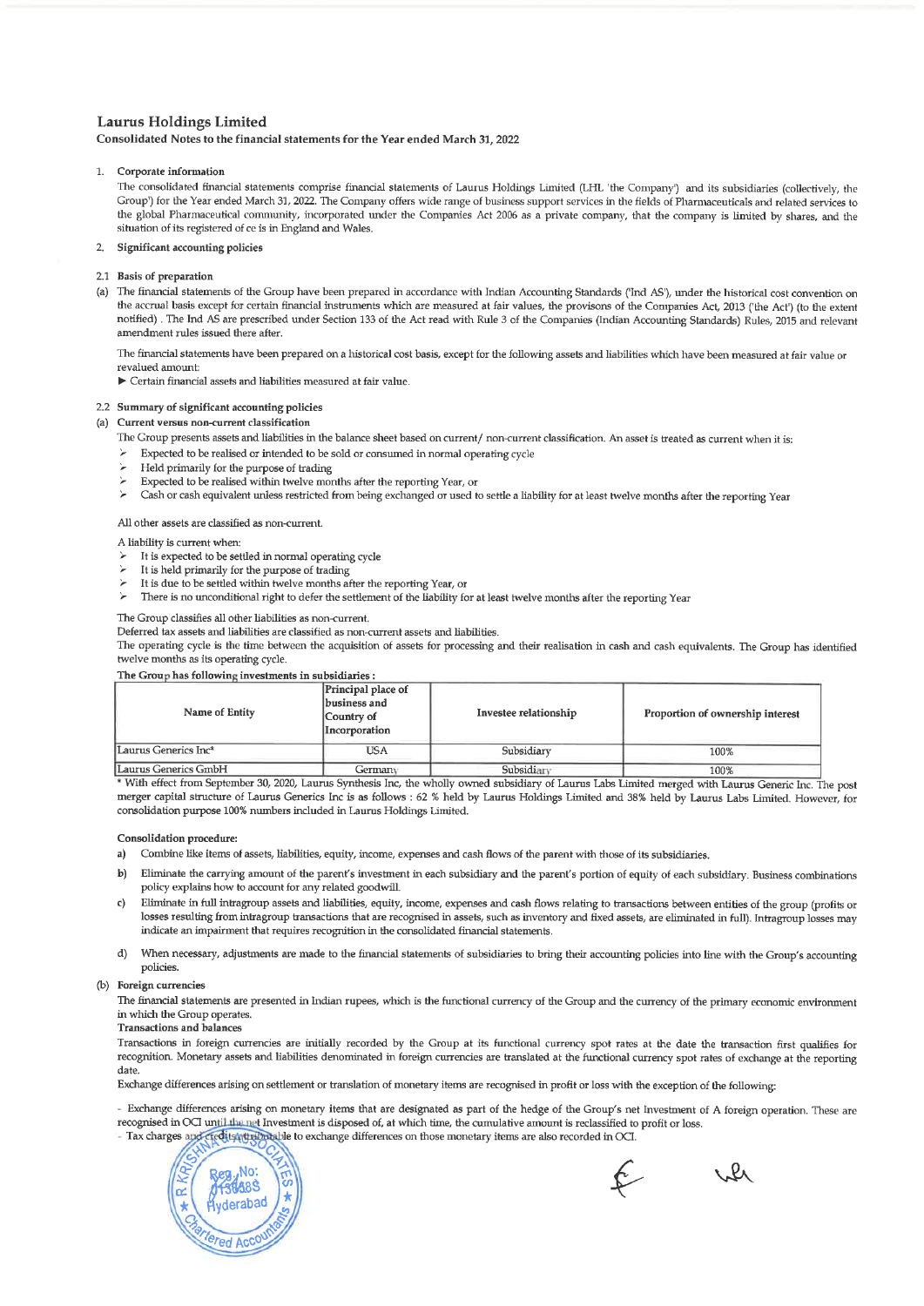# Laurus Holdings Limited

**Consolidated Notes to the financial statements for the Year ended March 31, 2022**

1. **Corporate information**

   The consolidated financial statements comprise financial statements of Laurus Holdings Limited (LHL 'the Company') and its subsidiaries (collectively, the Group') for the Year ended March 31, 2022. The Company offers wide range of business support services in the fields of Pharmaceuticals and related services to the global Pharmaceutical community, incorporated under the Companies Act 2006 as a private company, that the company is limited by shares, and the situation of its registered of ce is in England and Wales.

2. **Significant accounting policies**

**2.1 Basis of preparation**

(a) The financial statements of the Group have been prepared in accordance with Indian Accounting Standards ('Ind AS'), under the historical cost convention on the accrual basis except for certain financial instruments which are measured at fair values, the provisons of the Companies Act, 2013 ('the Act') (to the extent notified) . The Ind AS are prescribed under Section 133 of the Act read with Rule 3 of the Companies (Indian Accounting Standards) Rules, 2015 and relevant amendment rules issued there after.

The financial statements have been prepared on a historical cost basis, except for the following assets and liabilities which have been measured at fair value or revalued amount:

► Certain financial assets and liabilities measured at fair value.

**2.2 Summary of significant accounting policies**

**(a) Current versus non-current classification**

The Group presents assets and liabilities in the balance sheet based on current/ non-current classification. An asset is treated as current when it is:

- Expected to be realised or intended to be sold or consumed in normal operating cycle
- Held primarily for the purpose of trading
- Expected to be realised within twelve months after the reporting Year, or
- Cash or cash equivalent unless restricted from being exchanged or used to settle a liability for at least twelve months after the reporting Year

All other assets are classified as non-current.

A liability is current when:

- It is expected to be settled in normal operating cycle
- It is held primarily for the purpose of trading
- It is due to be settled within twelve months after the reporting Year, or
- There is no unconditional right to defer the settlement of the liability for at least twelve months after the reporting Year

The Group classifies all other liabilities as non-current.

Deferred tax assets and liabilities are classified as non-current assets and liabilities.

The operating cycle is the time between the acquisition of assets for processing and their realisation in cash and cash equivalents. The Group has identified twelve months as its operating cycle.

**The Group has following investments in subsidiaries :**

| Name of Entity | Principal place of business and Country of Incorporation | Investee relationship | Proportion of ownership interest |
|---|---|---|---|
| Laurus Generics Inc* | USA | Subsidiary | 100% |
| Laurus Generics GmbH | Germany | Subsidiary | 100% |

* With effect from September 30, 2020, Laurus Synthesis Inc, the wholly owned subsidiary of Laurus Labs Limited merged with Laurus Generic Inc. The post merger capital structure of Laurus Generics Inc is as follows : 62 % held by Laurus Holdings Limited and 38% held by Laurus Labs Limited. However, for consolidation purpose 100% numbers included in Laurus Holdings Limited.

**Consolidation procedure:**

a) Combine like items of assets, liabilities, equity, income, expenses and cash flows of the parent with those of its subsidiaries.

b) Eliminate the carrying amount of the parent's investment in each subsidiary and the parent's portion of equity of each subsidiary. Business combinations policy explains how to account for any related goodwill.

c) Eliminate in full intragroup assets and liabilities, equity, income, expenses and cash flows relating to transactions between entities of the group (profits or losses resulting from intragroup transactions that are recognised in assets, such as inventory and fixed assets, are eliminated in full). Intragroup losses may indicate an impairment that requires recognition in the consolidated financial statements.

d) When necessary, adjustments are made to the financial statements of subsidiaries to bring their accounting policies into line with the Group's accounting policies.

**(b) Foreign currencies**

The financial statements are presented in Indian rupees, which is the functional currency of the Group and the currency of the primary economic environment in which the Group operates.

**Transactions and balances**

Transactions in foreign currencies are initially recorded by the Group at its functional currency spot rates at the date the transaction first qualifies for recognition. Monetary assets and liabilities denominated in foreign currencies are translated at the functional currency spot rates of exchange at the reporting date.

Exchange differences arising on settlement or translation of monetary items are recognised in profit or loss with the exception of the following:

- Exchange differences arising on monetary items that are designated as part of the hedge of the Group's net Investment of A foreign operation. These are recognised in OCI until the net Investment is disposed of, at which time, the cumulative amount is reclassified to profit or loss.
- Tax charges and credits attributable to exchange differences on those monetary items are also recorded in OCI.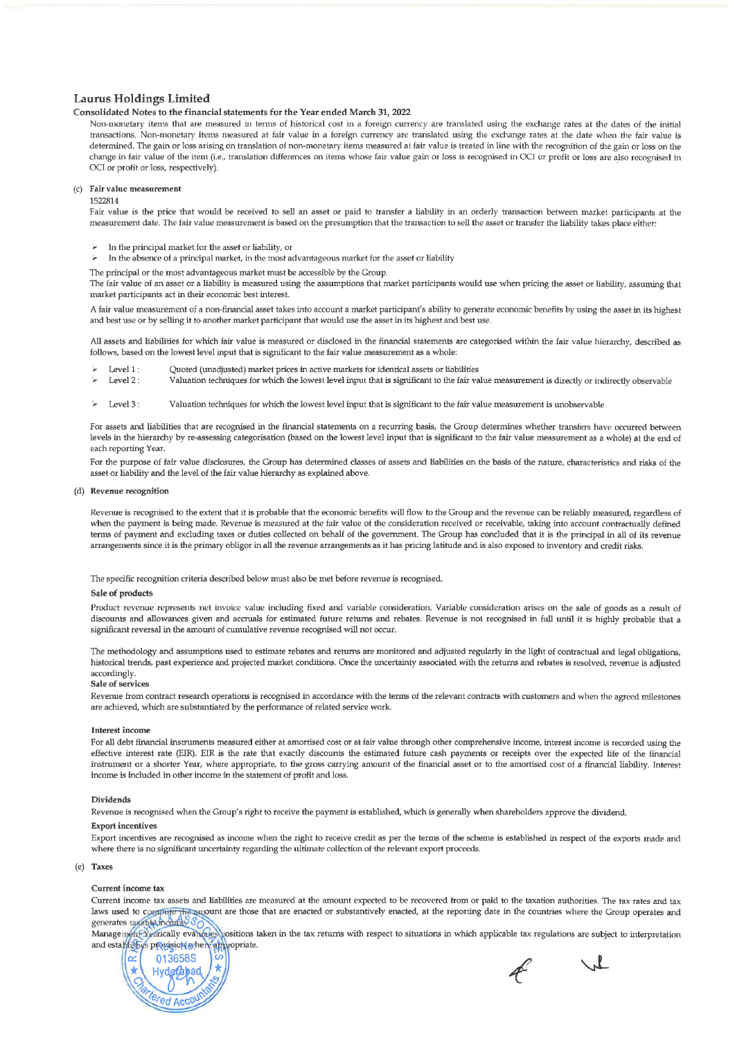## Laurus Holdings Limited

### Consolidated Notes to the financial statements for the Year ended March 31, 2022

Non-monetary items that are measured in terms of historical cost in a foreign currency are translated using the exchange rates at the dates of the initial transactions. Non-monetary items measured at fair value in a foreign currency are translated using the exchange rates at the date when the fair value is determined. The gain or loss arising on translation of non-monetary items measured at fair value is treated in line with the recognition of the gain or loss on the change in fair value of the item (i.e., translation differences on items whose fair value gain or loss is recognised in OCI or profit or loss are also recognised in OCI or profit or loss, respectively).

(c) **Fair value measurement**

1522814

Fair value is the price that would be received to sell an asset or paid to transfer a liability in an orderly transaction between market participants at the measurement date. The fair value measurement is based on the presumption that the transaction to sell the asset or transfer the liability takes place either:

- In the principal market for the asset or liability, or
- In the absence of a principal market, in the most advantageous market for the asset or liability

The principal or the most advantageous market must be accessible by the Group.

The fair value of an asset or a liability is measured using the assumptions that market participants would use when pricing the asset or liability, assuming that market participants act in their economic best interest.

A fair value measurement of a non-financial asset takes into account a market participant's ability to generate economic benefits by using the asset in its highest and best use or by selling it to another market participant that would use the asset in its highest and best use.

All assets and liabilities for which fair value is measured or disclosed in the financial statements are categorised within the fair value hierarchy, described as follows, based on the lowest level input that is significant to the fair value measurement as a whole:

- Level 1 : Quoted (unadjusted) market prices in active markets for identical assets or liabilities
- Level 2 : Valuation techniques for which the lowest level input that is significant to the fair value measurement is directly or indirectly observable
- Level 3 : Valuation techniques for which the lowest level input that is significant to the fair value measurement is unobservable

For assets and liabilities that are recognised in the financial statements on a recurring basis, the Group determines whether transfers have occurred between levels in the hierarchy by re-assessing categorisation (based on the lowest level input that is significant to the fair value measurement as a whole) at the end of each reporting Year.

For the purpose of fair value disclosures, the Group has determined classes of assets and liabilities on the basis of the nature, characteristics and risks of the asset or liability and the level of the fair value hierarchy as explained above.

(d) **Revenue recognition**

Revenue is recognised to the extent that it is probable that the economic benefits will flow to the Group and the revenue can be reliably measured, regardless of when the payment is being made. Revenue is measured at the fair value of the consideration received or receivable, taking into account contractually defined terms of payment and excluding taxes or duties collected on behalf of the government. The Group has concluded that it is the principal in all of its revenue arrangements since it is the primary obligor in all the revenue arrangements as it has pricing latitude and is also exposed to inventory and credit risks.

The specific recognition criteria described below must also be met before revenue is recognised.

**Sale of products**

Product revenue represents net invoice value including fixed and variable consideration. Variable consideration arises on the sale of goods as a result of discounts and allowances given and accruals for estimated future returns and rebates. Revenue is not recognised in full until it is highly probable that a significant reversal in the amount of cumulative revenue recognised will not occur.

The methodology and assumptions used to estimate rebates and returns are monitored and adjusted regularly in the light of contractual and legal obligations, historical trends, past experience and projected market conditions. Once the uncertainty associated with the returns and rebates is resolved, revenue is adjusted accordingly.

**Sale of services**

Revenue from contract research operations is recognised in accordance with the terms of the relevant contracts with customers and when the agreed milestones are achieved, which are substantiated by the performance of related service work.

**Interest income**

For all debt financial instruments measured either at amortised cost or at fair value through other comprehensive income, interest income is recorded using the effective interest rate (EIR). EIR is the rate that exactly discounts the estimated future cash payments or receipts over the expected life of the financial instrument or a shorter Year, where appropriate, to the gross carrying amount of the financial asset or to the amortised cost of a financial liability. Interest income is included in other income in the statement of profit and loss.

**Dividends**

Revenue is recognised when the Group's right to receive the payment is established, which is generally when shareholders approve the dividend.

**Export incentives**

Export incentives are recognised as income when the right to receive credit as per the terms of the scheme is established in respect of the exports made and where there is no significant uncertainty regarding the ultimate collection of the relevant export proceeds.

(e) **Taxes**

**Current income tax**

Current income tax assets and liabilities are measured at the amount expected to be recovered from or paid to the taxation authorities. The tax rates and tax laws used to compute the amount are those that are enacted or substantively enacted, at the reporting date in the countries where the Group operates and generates taxable income.

Management periodically evaluates positions taken in the tax returns with respect to situations in which applicable tax regulations are subject to interpretation and establishes provisions where appropriate.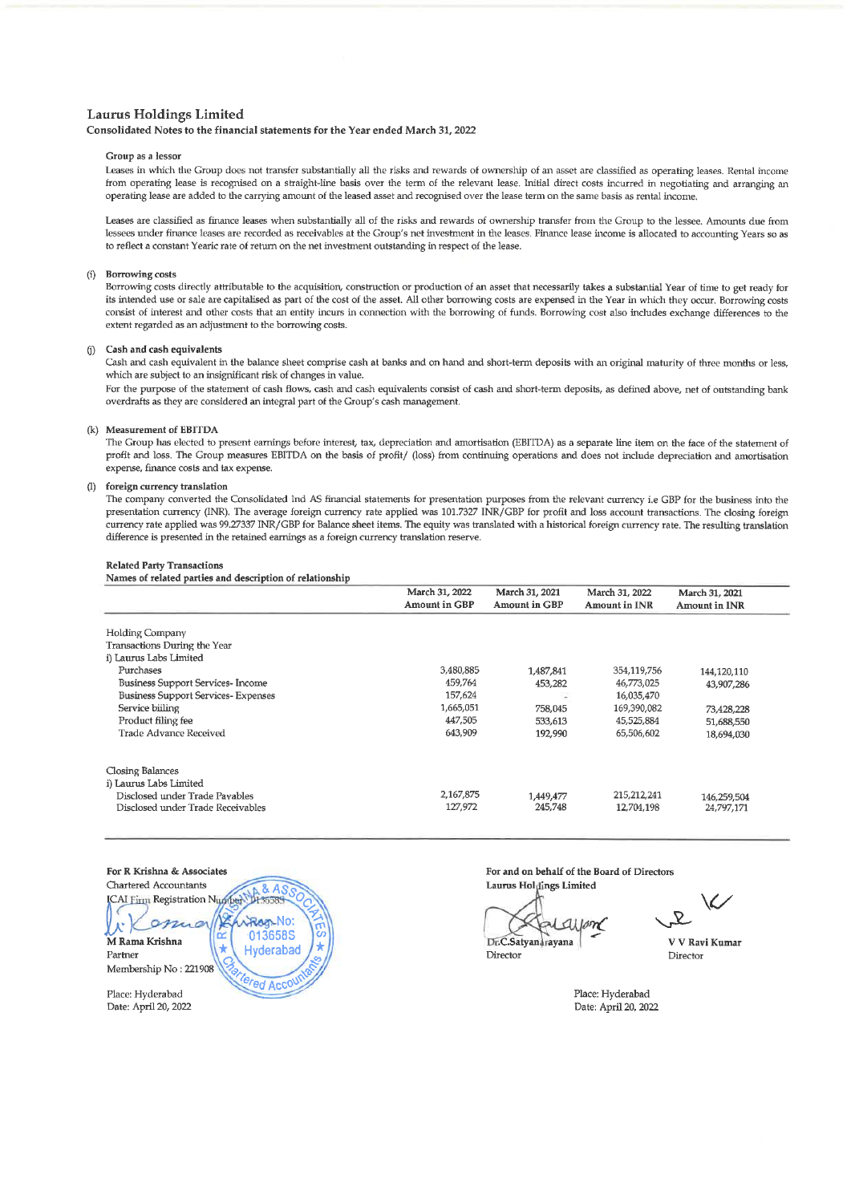## Laurus Holdings Limited

**Consolidated Notes to the financial statements for the Year ended March 31, 2022**

**Group as a lessor**

Leases in which the Group does not transfer substantially all the risks and rewards of ownership of an asset are classified as operating leases. Rental income from operating lease is recognised on a straight-line basis over the term of the relevant lease. Initial direct costs incurred in negotiating and arranging an operating lease are added to the carrying amount of the leased asset and recognised over the lease term on the same basis as rental income.

Leases are classified as finance leases when substantially all of the risks and rewards of ownership transfer from the Group to the lessee. Amounts due from lessees under finance leases are recorded as receivables at the Group's net investment in the leases. Finance lease income is allocated to accounting Years so as to reflect a constant Yearic rate of return on the net investment outstanding in respect of the lease.

(i) **Borrowing costs**

Borrowing costs directly attributable to the acquisition, construction or production of an asset that necessarily takes a substantial Year of time to get ready for its intended use or sale are capitalised as part of the cost of the asset. All other borrowing costs are expensed in the Year in which they occur. Borrowing costs consist of interest and other costs that an entity incurs in connection with the borrowing of funds. Borrowing cost also includes exchange differences to the extent regarded as an adjustment to the borrowing costs.

(j) **Cash and cash equivalents**

Cash and cash equivalent in the balance sheet comprise cash at banks and on hand and short-term deposits with an original maturity of three months or less, which are subject to an insignificant risk of changes in value.

For the purpose of the statement of cash flows, cash and cash equivalents consist of cash and short-term deposits, as defined above, net of outstanding bank overdrafts as they are considered an integral part of the Group's cash management.

(k) **Measurement of EBITDA**

The Group has elected to present earnings before interest, tax, depreciation and amortisation (EBITDA) as a separate line item on the face of the statement of profit and loss. The Group measures EBITDA on the basis of profit/ (loss) from continuing operations and does not include depreciation and amortisation expense, finance costs and tax expense.

(l) **foreign currency translation**

The company converted the Consolidated Ind AS financial statements for presentation purposes from the relevant currency i.e GBP for the business into the presentation currency (INR). The average foreign currency rate applied was 101.7327 INR/GBP for profit and loss account transactions. The closing foreign currency rate applied was 99.27337 INR/GBP for Balance sheet items. The equity was translated with a historical foreign currency rate. The resulting translation difference is presented in the retained earnings as a foreign currency translation reserve.

**Related Party Transactions**

**Names of related parties and description of relationship**

| | March 31, 2022 Amount in GBP | March 31, 2021 Amount in GBP | March 31, 2022 Amount in INR | March 31, 2021 Amount in INR |
|---|---|---|---|---|
| Holding Company | | | | |
| Transactions During the Year | | | | |
| i) Laurus Labs Limited | | | | |
| Purchases | 3,480,885 | 1,487,841 | 354,119,756 | 144,120,110 |
| Business Support Services- Income | 459,764 | 453,282 | 46,773,025 | 43,907,286 |
| Business Support Services- Expenses | 157,624 | - | 16,035,470 | |
| Service billing | 1,665,051 | 758,045 | 169,390,082 | 73,428,228 |
| Product filing fee | 447,505 | 533,613 | 45,525,884 | 51,688,550 |
| Trade Advance Received | 643,909 | 192,990 | 65,506,602 | 18,694,030 |
| | | | | |
| Closing Balances | | | | |
| i) Laurus Labs Limited | | | | |
| Disclosed under Trade Payables | 2,167,875 | 1,449,477 | 215,212,241 | 146,259,504 |
| Disclosed under Trade Receivables | 127,972 | 245,748 | 12,704,198 | 24,797,171 |

For R Krishna & Associates
Chartered Accountants
ICAI Firm Registration Number: 013658S

M Rama Krishna
Partner
Membership No : 221908

Place: Hyderabad
Date: April 20, 2022

For and on behalf of the Board of Directors
Laurus Holdings Limited

Dr.C.Satyanarayana
Director

V V Ravi Kumar
Director

Place: Hyderabad
Date: April 20, 2022